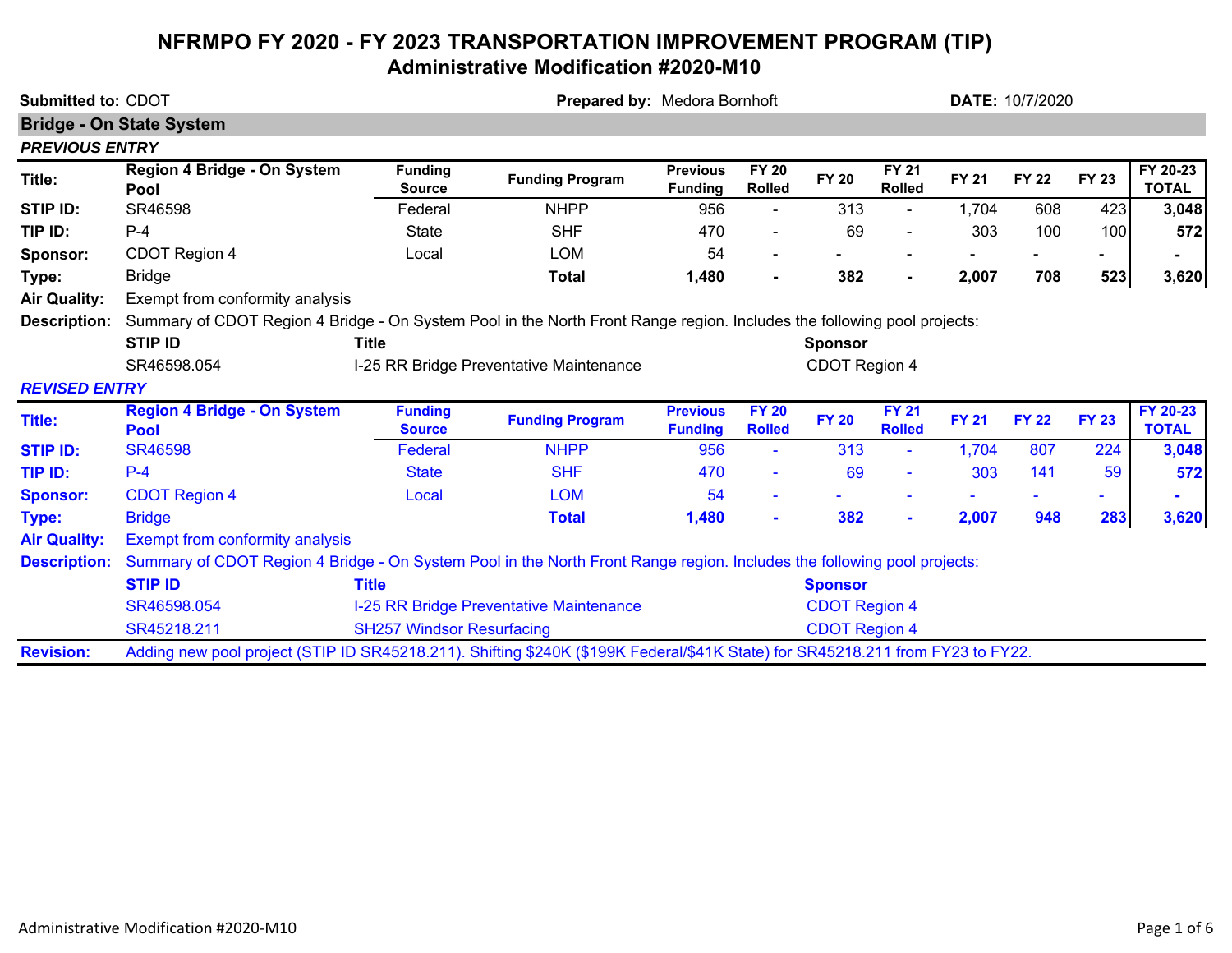# NFRMPO FY 2020 - FY 2023 TRANSPORTATION IMPROVEMENT PROGRAM (TIP)
## Administrative Modification #2020-M10

**Submitted to:** CDOT **Prepared by:** Medora Bornhoft **DATE:** 10/7/2020

### Bridge - On State System

***PREVIOUS ENTRY***

| | | Funding Source | Funding Program | Previous Funding | FY 20 Rolled | FY 20 | FY 21 Rolled | FY 21 | FY 22 | FY 23 | FY 20-23 TOTAL |
|---|---|---|---|---|---|---|---|---|---|---|---|
| **Title:** | **Region 4 Bridge - On System Pool** | | | | | | | | | | |
| **STIP ID:** | SR46598 | Federal | NHPP | 956 | - | 313 | - | 1,704 | 608 | 423 | **3,048** |
| **TIP ID:** | P-4 | State | SHF | 470 | - | 69 | - | 303 | 100 | 100 | **572** |
| **Sponsor:** | CDOT Region 4 | Local | LOM | 54 | - | - | - | - | - | - | **-** |
| **Type:** | Bridge | | **Total** | **1,480** | **-** | **382** | **-** | **2,007** | **708** | **523** | **3,620** |

**Air Quality:** Exempt from conformity analysis

**Description:** Summary of CDOT Region 4 Bridge - On System Pool in the North Front Range region. Includes the following pool projects:

| STIP ID | Title | Sponsor |
|---|---|---|
| SR46598.054 | I-25 RR Bridge Preventative Maintenance | CDOT Region 4 |

***REVISED ENTRY***

| | | Funding Source | Funding Program | Previous Funding | FY 20 Rolled | FY 20 | FY 21 Rolled | FY 21 | FY 22 | FY 23 | FY 20-23 TOTAL |
|---|---|---|---|---|---|---|---|---|---|---|---|
| **Title:** | **Region 4 Bridge - On System Pool** | | | | | | | | | | |
| **STIP ID:** | SR46598 | Federal | NHPP | 956 | - | 313 | - | 1,704 | 807 | 224 | **3,048** |
| **TIP ID:** | P-4 | State | SHF | 470 | - | 69 | - | 303 | 141 | 59 | **572** |
| **Sponsor:** | CDOT Region 4 | Local | LOM | 54 | - | - | - | - | - | - | **-** |
| **Type:** | Bridge | | **Total** | **1,480** | **-** | **382** | **-** | **2,007** | **948** | **283** | **3,620** |

**Air Quality:** Exempt from conformity analysis

**Description:** Summary of CDOT Region 4 Bridge - On System Pool in the North Front Range region. Includes the following pool projects:

| STIP ID | Title | Sponsor |
|---|---|---|
| SR46598.054 | I-25 RR Bridge Preventative Maintenance | CDOT Region 4 |
| SR45218.211 | SH257 Windsor Resurfacing | CDOT Region 4 |

**Revision:** Adding new pool project (STIP ID SR45218.211). Shifting $240K ($199K Federal/$41K State) for SR45218.211 from FY23 to FY22.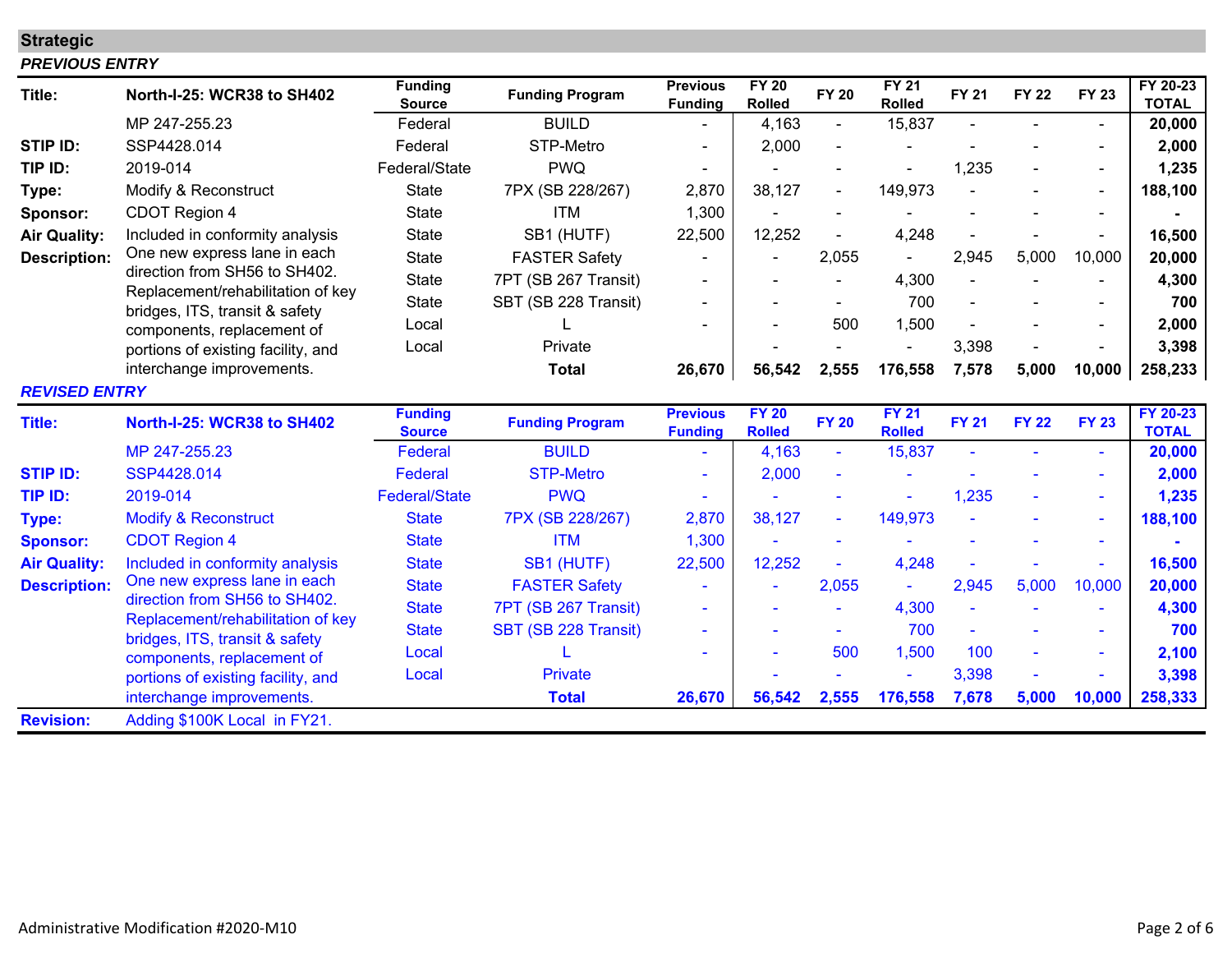## Strategic

*PREVIOUS ENTRY*

| Title: | North-I-25: WCR38 to SH402 | Funding Source | Funding Program | Previous Funding | FY 20 Rolled | FY 20 | FY 21 Rolled | FY 21 | FY 22 | FY 23 | FY 20-23 TOTAL |
|---|---|---|---|---|---|---|---|---|---|---|---|
| | MP 247-255.23 | Federal | BUILD | - | 4,163 | - | 15,837 | - | - | - | **20,000** |
| STIP ID: | SSP4428.014 | Federal | STP-Metro | - | 2,000 | - | - | - | - | - | **2,000** |
| TIP ID: | 2019-014 | Federal/State | PWQ | - | - | - | - | 1,235 | - | - | **1,235** |
| Type: | Modify & Reconstruct | State | 7PX (SB 228/267) | 2,870 | 38,127 | - | 149,973 | - | - | - | **188,100** |
| Sponsor: | CDOT Region 4 | State | ITM | 1,300 | - | - | - | - | - | - | **-** |
| Air Quality: | Included in conformity analysis | State | SB1 (HUTF) | 22,500 | 12,252 | - | 4,248 | - | - | - | **16,500** |
| Description: | One new express lane in each direction from SH56 to SH402. Replacement/rehabilitation of key bridges, ITS, transit & safety components, replacement of portions of existing facility, and interchange improvements. | State | FASTER Safety | - | - | 2,055 | - | 2,945 | 5,000 | 10,000 | **20,000** |
| | | State | 7PT (SB 267 Transit) | - | - | - | 4,300 | - | - | - | **4,300** |
| | | State | SBT (SB 228 Transit) | - | - | - | 700 | - | - | - | **700** |
| | | Local | L | - | - | 500 | 1,500 | - | - | - | **2,000** |
| | | Local | Private | | - | - | - | 3,398 | - | - | **3,398** |
| | | | **Total** | **26,670** | **56,542** | **2,555** | **176,558** | **7,578** | **5,000** | **10,000** | **258,233** |

*REVISED ENTRY*

| Title: | North-I-25: WCR38 to SH402 | Funding Source | Funding Program | Previous Funding | FY 20 Rolled | FY 20 | FY 21 Rolled | FY 21 | FY 22 | FY 23 | FY 20-23 TOTAL |
|---|---|---|---|---|---|---|---|---|---|---|---|
| | MP 247-255.23 | Federal | BUILD | - | 4,163 | - | 15,837 | - | - | - | **20,000** |
| STIP ID: | SSP4428.014 | Federal | STP-Metro | - | 2,000 | - | - | - | - | - | **2,000** |
| TIP ID: | 2019-014 | Federal/State | PWQ | - | - | - | - | 1,235 | - | - | **1,235** |
| Type: | Modify & Reconstruct | State | 7PX (SB 228/267) | 2,870 | 38,127 | - | 149,973 | - | - | - | **188,100** |
| Sponsor: | CDOT Region 4 | State | ITM | 1,300 | - | - | - | - | - | - | **-** |
| Air Quality: | Included in conformity analysis | State | SB1 (HUTF) | 22,500 | 12,252 | - | 4,248 | - | - | - | **16,500** |
| Description: | One new express lane in each direction from SH56 to SH402. Replacement/rehabilitation of key bridges, ITS, transit & safety components, replacement of portions of existing facility, and interchange improvements. | State | FASTER Safety | - | - | 2,055 | - | 2,945 | 5,000 | 10,000 | **20,000** |
| | | State | 7PT (SB 267 Transit) | - | - | - | 4,300 | - | - | - | **4,300** |
| | | State | SBT (SB 228 Transit) | - | - | - | 700 | - | - | - | **700** |
| | | Local | L | - | - | 500 | 1,500 | 100 | - | - | **2,100** |
| | | Local | Private | | - | - | - | 3,398 | - | - | **3,398** |
| | | | **Total** | **26,670** | **56,542** | **2,555** | **176,558** | **7,678** | **5,000** | **10,000** | **258,333** |
| **Revision:** | Adding $100K Local in FY21. | | | | | | | | | | |

Administrative Modification #2020-M10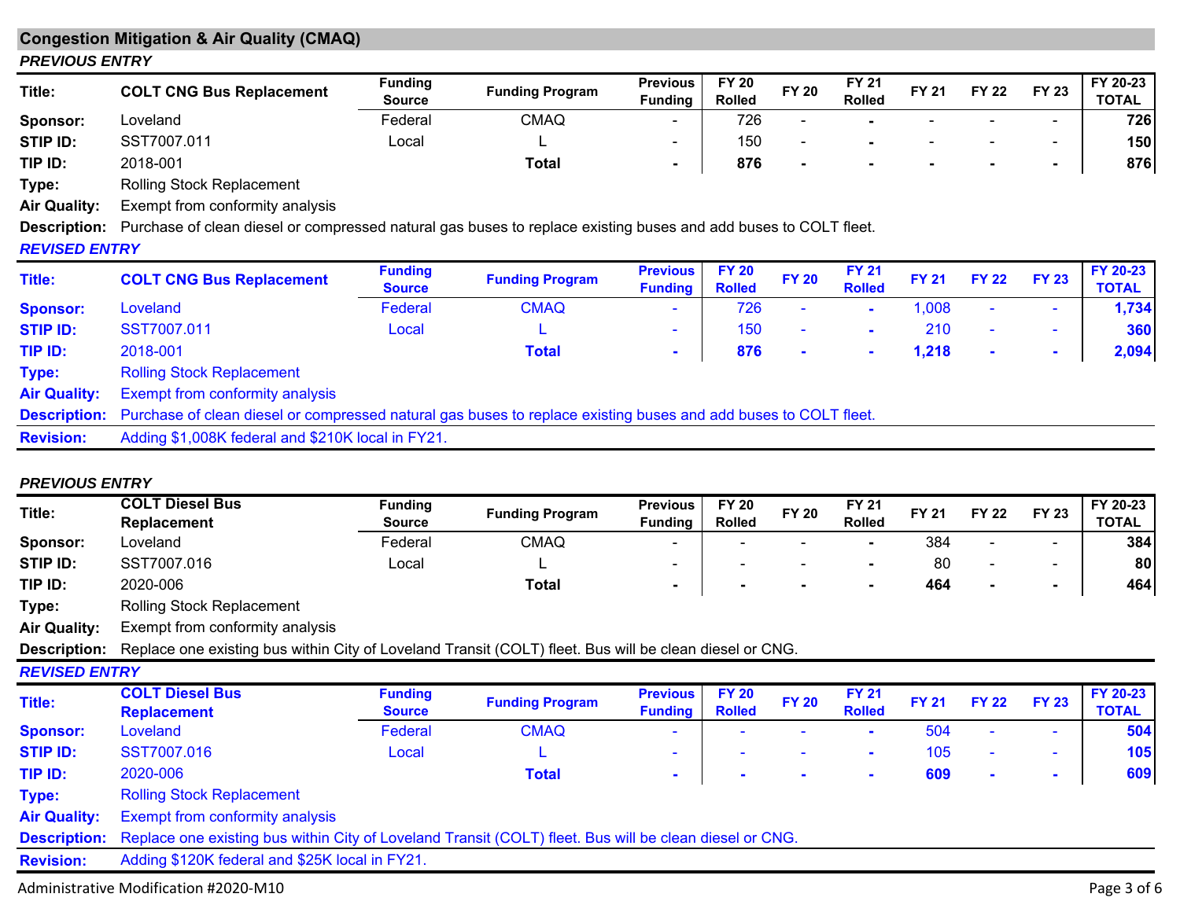## Congestion Mitigation & Air Quality (CMAQ)

***PREVIOUS ENTRY***

| Title: | COLT CNG Bus Replacement | Funding Source | Funding Program | Previous Funding | FY 20 Rolled | FY 20 | FY 21 Rolled | FY 21 | FY 22 | FY 23 | FY 20-23 TOTAL |
|---|---|---|---|---|---|---|---|---|---|---|---|
| Sponsor: | Loveland | Federal | CMAQ | - | 726 | - | - | - | - | - | 726 |
| STIP ID: | SST7007.011 | Local | L | - | 150 | - | - | - | - | - | 150 |
| TIP ID: | 2018-001 | | Total | - | 876 | - | - | - | - | - | 876 |

**Type:** Rolling Stock Replacement

**Air Quality:** Exempt from conformity analysis

**Description:** Purchase of clean diesel or compressed natural gas buses to replace existing buses and add buses to COLT fleet.

***REVISED ENTRY***

| Title: | COLT CNG Bus Replacement | Funding Source | Funding Program | Previous Funding | FY 20 Rolled | FY 20 | FY 21 Rolled | FY 21 | FY 22 | FY 23 | FY 20-23 TOTAL |
|---|---|---|---|---|---|---|---|---|---|---|---|
| Sponsor: | Loveland | Federal | CMAQ | - | 726 | - | - | 1,008 | - | - | 1,734 |
| STIP ID: | SST7007.011 | Local | L | - | 150 | - | - | 210 | - | - | 360 |
| TIP ID: | 2018-001 | | Total | - | 876 | - | - | 1,218 | - | - | 2,094 |

**Type:** Rolling Stock Replacement

**Air Quality:** Exempt from conformity analysis

**Description:** Purchase of clean diesel or compressed natural gas buses to replace existing buses and add buses to COLT fleet.

**Revision:** Adding $1,008K federal and $210K local in FY21.

***PREVIOUS ENTRY***

| Title: | COLT Diesel Bus Replacement | Funding Source | Funding Program | Previous Funding | FY 20 Rolled | FY 20 | FY 21 Rolled | FY 21 | FY 22 | FY 23 | FY 20-23 TOTAL |
|---|---|---|---|---|---|---|---|---|---|---|---|
| Sponsor: | Loveland | Federal | CMAQ | - | - | - | - | 384 | - | - | 384 |
| STIP ID: | SST7007.016 | Local | L | - | - | - | - | 80 | - | - | 80 |
| TIP ID: | 2020-006 | | Total | - | - | - | - | 464 | - | - | 464 |

**Type:** Rolling Stock Replacement

**Air Quality:** Exempt from conformity analysis

**Description:** Replace one existing bus within City of Loveland Transit (COLT) fleet. Bus will be clean diesel or CNG.

***REVISED ENTRY***

| Title: | COLT Diesel Bus Replacement | Funding Source | Funding Program | Previous Funding | FY 20 Rolled | FY 20 | FY 21 Rolled | FY 21 | FY 22 | FY 23 | FY 20-23 TOTAL |
|---|---|---|---|---|---|---|---|---|---|---|---|
| Sponsor: | Loveland | Federal | CMAQ | - | - | - | - | 504 | - | - | 504 |
| STIP ID: | SST7007.016 | Local | L | - | - | - | - | 105 | - | - | 105 |
| TIP ID: | 2020-006 | | Total | - | - | - | - | 609 | - | - | 609 |

**Type:** Rolling Stock Replacement

**Air Quality:** Exempt from conformity analysis

**Description:** Replace one existing bus within City of Loveland Transit (COLT) fleet. Bus will be clean diesel or CNG.

**Revision:** Adding $120K federal and $25K local in FY21.

Administrative Modification #2020-M10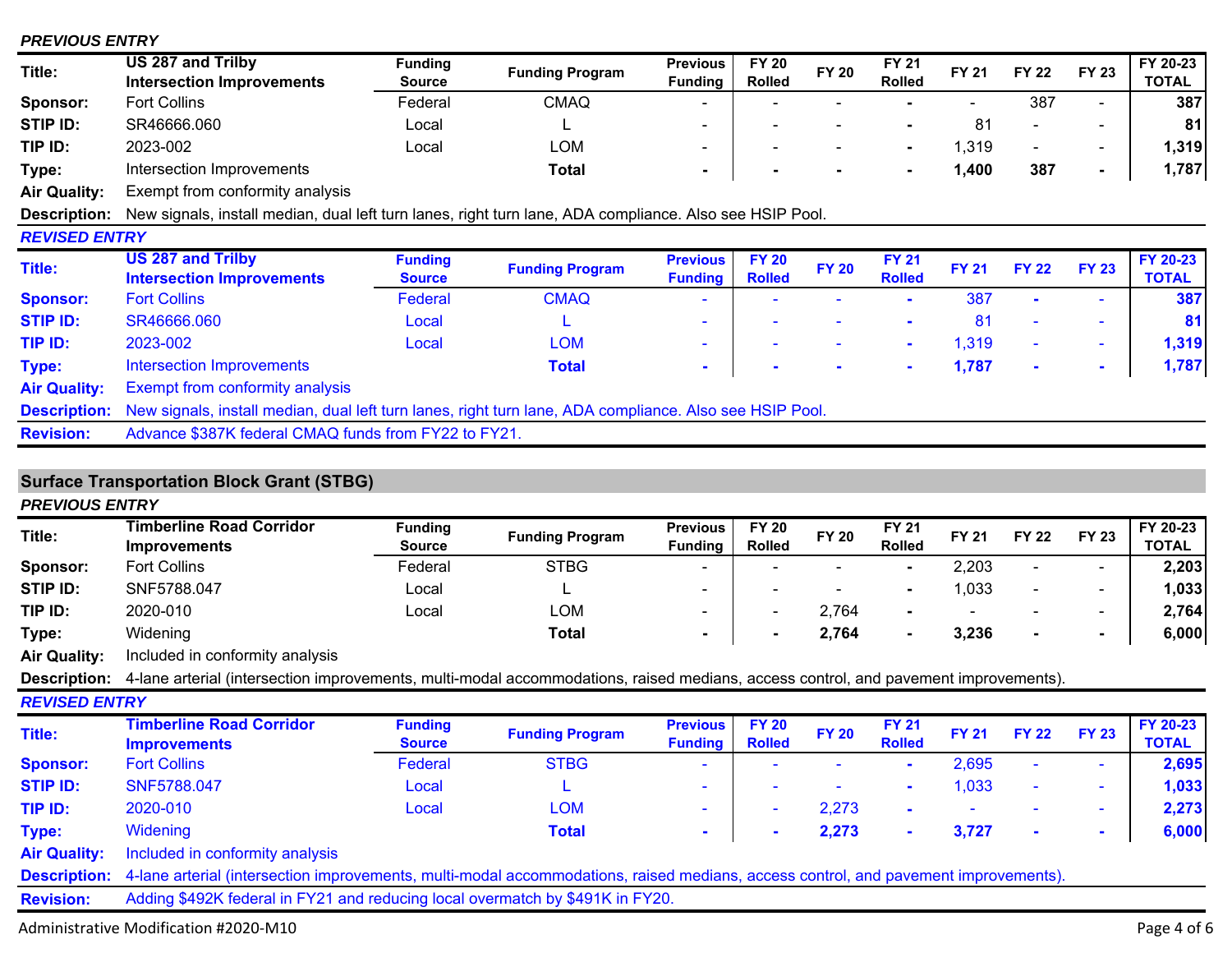***PREVIOUS ENTRY***

| Title: | US 287 and Trilby Intersection Improvements | Funding Source | Funding Program | Previous Funding | FY 20 Rolled | FY 20 | FY 21 Rolled | FY 21 | FY 22 | FY 23 | FY 20-23 TOTAL |
|---|---|---|---|---|---|---|---|---|---|---|---|
| **Sponsor:** | Fort Collins | Federal | CMAQ | - | - | - | - | - | 387 | - | **387** |
| **STIP ID:** | SR46666.060 | Local | L | - | - | - | - | 81 | - | - | **81** |
| **TIP ID:** | 2023-002 | Local | LOM | - | - | - | - | 1,319 | - | - | **1,319** |
| **Type:** | Intersection Improvements | | **Total** | **-** | **-** | **-** | **-** | **1,400** | **387** | **-** | **1,787** |
| **Air Quality:** | Exempt from conformity analysis | | | | | | | | | | |
| **Description:** | New signals, install median, dual left turn lanes, right turn lane, ADA compliance. Also see HSIP Pool. | | | | | | | | | | |

***REVISED ENTRY***

| Title: | US 287 and Trilby Intersection Improvements | Funding Source | Funding Program | Previous Funding | FY 20 Rolled | FY 20 | FY 21 Rolled | FY 21 | FY 22 | FY 23 | FY 20-23 TOTAL |
|---|---|---|---|---|---|---|---|---|---|---|---|
| **Sponsor:** | Fort Collins | Federal | CMAQ | - | - | - | - | 387 | - | - | **387** |
| **STIP ID:** | SR46666.060 | Local | L | - | - | - | - | 81 | - | - | **81** |
| **TIP ID:** | 2023-002 | Local | LOM | - | - | - | - | 1,319 | - | - | **1,319** |
| **Type:** | Intersection Improvements | | **Total** | **-** | **-** | **-** | **-** | **1,787** | **-** | **-** | **1,787** |
| **Air Quality:** | Exempt from conformity analysis | | | | | | | | | | |
| **Description:** | New signals, install median, dual left turn lanes, right turn lane, ADA compliance. Also see HSIP Pool. | | | | | | | | | | |
| **Revision:** | Advance $387K federal CMAQ funds from FY22 to FY21. | | | | | | | | | | |

## Surface Transportation Block Grant (STBG)

***PREVIOUS ENTRY***

| Title: | Timberline Road Corridor Improvements | Funding Source | Funding Program | Previous Funding | FY 20 Rolled | FY 20 | FY 21 Rolled | FY 21 | FY 22 | FY 23 | FY 20-23 TOTAL |
|---|---|---|---|---|---|---|---|---|---|---|---|
| **Sponsor:** | Fort Collins | Federal | STBG | - | - | - | - | 2,203 | - | - | **2,203** |
| **STIP ID:** | SNF5788.047 | Local | L | - | - | - | - | 1,033 | - | - | **1,033** |
| **TIP ID:** | 2020-010 | Local | LOM | - | - | 2,764 | - | - | - | - | **2,764** |
| **Type:** | Widening | | **Total** | **-** | **-** | **2,764** | **-** | **3,236** | **-** | **-** | **6,000** |
| **Air Quality:** | Included in conformity analysis | | | | | | | | | | |
| **Description:** | 4-lane arterial (intersection improvements, multi-modal accommodations, raised medians, access control, and pavement improvements). | | | | | | | | | | |

***REVISED ENTRY***

| Title: | Timberline Road Corridor Improvements | Funding Source | Funding Program | Previous Funding | FY 20 Rolled | FY 20 | FY 21 Rolled | FY 21 | FY 22 | FY 23 | FY 20-23 TOTAL |
|---|---|---|---|---|---|---|---|---|---|---|---|
| **Sponsor:** | Fort Collins | Federal | STBG | - | - | - | - | 2,695 | - | - | **2,695** |
| **STIP ID:** | SNF5788.047 | Local | L | - | - | - | - | 1,033 | - | - | **1,033** |
| **TIP ID:** | 2020-010 | Local | LOM | - | - | 2,273 | - | - | - | - | **2,273** |
| **Type:** | Widening | | **Total** | **-** | **-** | **2,273** | **-** | **3,727** | **-** | **-** | **6,000** |
| **Air Quality:** | Included in conformity analysis | | | | | | | | | | |
| **Description:** | 4-lane arterial (intersection improvements, multi-modal accommodations, raised medians, access control, and pavement improvements). | | | | | | | | | | |
| **Revision:** | Adding $492K federal in FY21 and reducing local overmatch by $491K in FY20. | | | | | | | | | | |

Administrative Modification #2020-M10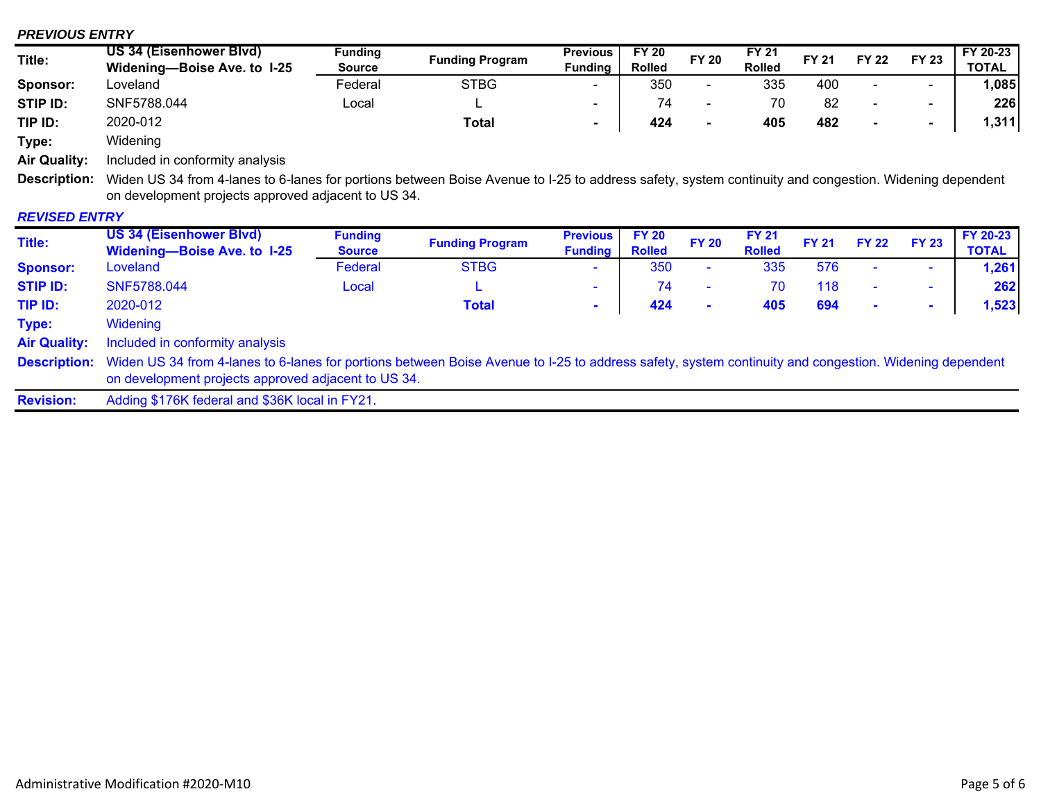***PREVIOUS ENTRY***

| Title: | US 34 (Eisenhower Blvd) Widening—Boise Ave. to I-25 | Funding Source | Funding Program | Previous Funding | FY 20 Rolled | FY 20 | FY 21 Rolled | FY 21 | FY 22 | FY 23 | FY 20-23 TOTAL |
|---|---|---|---|---|---|---|---|---|---|---|---|
| **Sponsor:** | Loveland | Federal | STBG | - | 350 | - | 335 | 400 | - | - | **1,085** |
| **STIP ID:** | SNF5788.044 | Local | L | - | 74 | - | 70 | 82 | - | - | **226** |
| **TIP ID:** | 2020-012 | | **Total** | **-** | **424** | **-** | **405** | **482** | **-** | **-** | **1,311** |

**Type:** Widening

**Air Quality:** Included in conformity analysis

**Description:** Widen US 34 from 4-lanes to 6-lanes for portions between Boise Avenue to I-25 to address safety, system continuity and congestion. Widening dependent on development projects approved adjacent to US 34.

***REVISED ENTRY***

| Title: | US 34 (Eisenhower Blvd) Widening—Boise Ave. to I-25 | Funding Source | Funding Program | Previous Funding | FY 20 Rolled | FY 20 | FY 21 Rolled | FY 21 | FY 22 | FY 23 | FY 20-23 TOTAL |
|---|---|---|---|---|---|---|---|---|---|---|---|
| **Sponsor:** | Loveland | Federal | STBG | - | 350 | - | 335 | 576 | - | - | **1,261** |
| **STIP ID:** | SNF5788.044 | Local | L | - | 74 | - | 70 | 118 | - | - | **262** |
| **TIP ID:** | 2020-012 | | **Total** | **-** | **424** | **-** | **405** | **694** | **-** | **-** | **1,523** |

**Type:** Widening

**Air Quality:** Included in conformity analysis

**Description:** Widen US 34 from 4-lanes to 6-lanes for portions between Boise Avenue to I-25 to address safety, system continuity and congestion. Widening dependent on development projects approved adjacent to US 34.

**Revision:** Adding $176K federal and $36K local in FY21.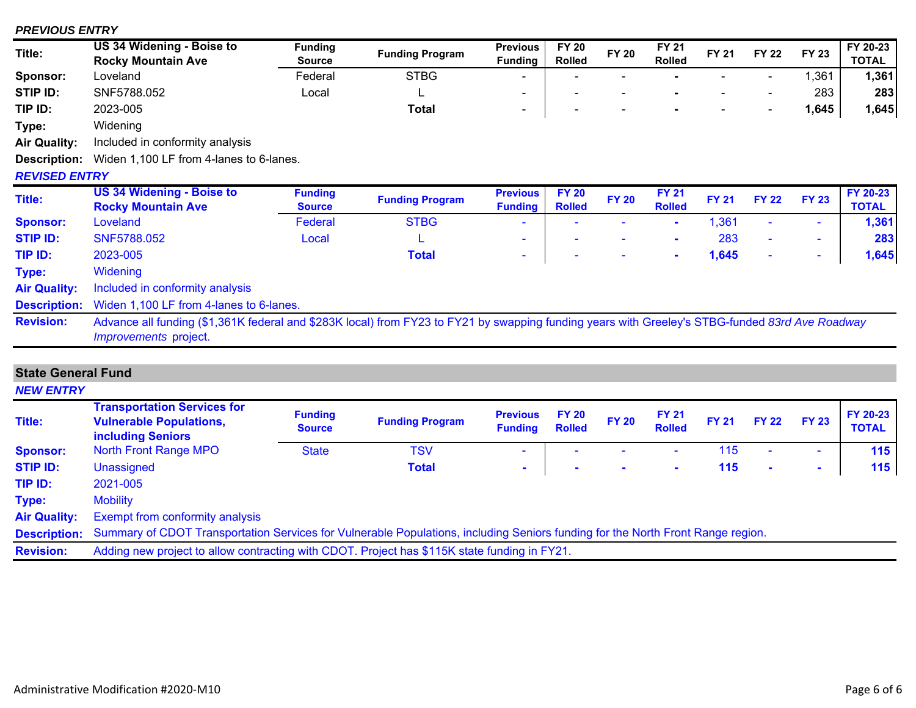***PREVIOUS ENTRY***

| Title: | US 34 Widening - Boise to Rocky Mountain Ave | Funding Source | Funding Program | Previous Funding | FY 20 Rolled | FY 20 | FY 21 Rolled | FY 21 | FY 22 | FY 23 | FY 20-23 TOTAL |
|---|---|---|---|---|---|---|---|---|---|---|---|
| **Sponsor:** | Loveland | Federal | STBG | - | - | - | - | - | - | 1,361 | **1,361** |
| **STIP ID:** | SNF5788.052 | Local | L | - | - | - | - | - | - | 283 | **283** |
| **TIP ID:** | 2023-005 | | **Total** | - | - | - | - | - | - | **1,645** | **1,645** |

**Type:** Widening

**Air Quality:** Included in conformity analysis

**Description:** Widen 1,100 LF from 4-lanes to 6-lanes.

***REVISED ENTRY***

| Title: | US 34 Widening - Boise to Rocky Mountain Ave | Funding Source | Funding Program | Previous Funding | FY 20 Rolled | FY 20 | FY 21 Rolled | FY 21 | FY 22 | FY 23 | FY 20-23 TOTAL |
|---|---|---|---|---|---|---|---|---|---|---|---|
| **Sponsor:** | Loveland | Federal | STBG | - | - | - | - | 1,361 | - | - | **1,361** |
| **STIP ID:** | SNF5788.052 | Local | L | - | - | - | - | 283 | - | - | **283** |
| **TIP ID:** | 2023-005 | | **Total** | - | - | - | - | **1,645** | - | - | **1,645** |

**Type:** Widening

**Air Quality:** Included in conformity analysis

**Description:** Widen 1,100 LF from 4-lanes to 6-lanes.

**Revision:** Advance all funding ($1,361K federal and $283K local) from FY23 to FY21 by swapping funding years with Greeley's STBG-funded *83rd Ave Roadway Improvements* project.

## State General Fund

***NEW ENTRY***

| Title: | Transportation Services for Vulnerable Populations, including Seniors | Funding Source | Funding Program | Previous Funding | FY 20 Rolled | FY 20 | FY 21 Rolled | FY 21 | FY 22 | FY 23 | FY 20-23 TOTAL |
|---|---|---|---|---|---|---|---|---|---|---|---|
| **Sponsor:** | North Front Range MPO | State | TSV | - | - | - | - | 115 | - | - | **115** |
| **STIP ID:** | Unassigned | | **Total** | - | - | - | - | **115** | - | - | **115** |

**TIP ID:** 2021-005

**Type:** Mobility

**Air Quality:** Exempt from conformity analysis

**Description:** Summary of CDOT Transportation Services for Vulnerable Populations, including Seniors funding for the North Front Range region.

**Revision:** Adding new project to allow contracting with CDOT. Project has $115K state funding in FY21.

Administrative Modification #2020-M10